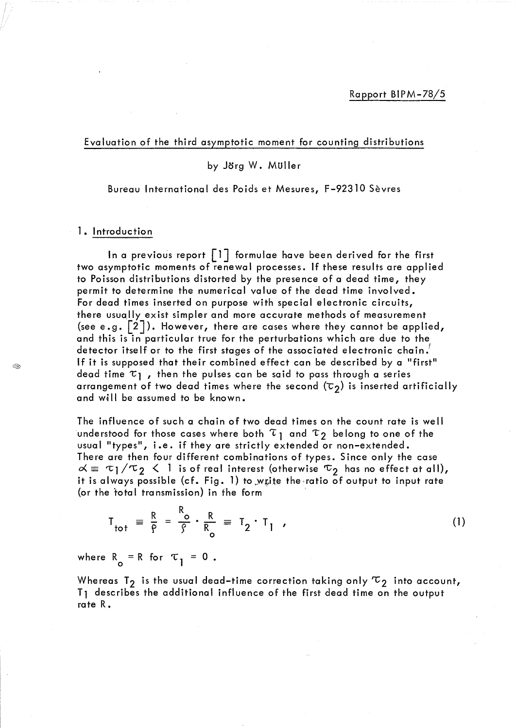Rapport BIPM-78/5

# Evaluation of the third asymptotic moment for counting distributions

by Jörg W. Müller

Bureau International des Poids et Mesures, F-92310 Sèvres

## 1. Introduction

In a previous report [1] formulae have been derived for the first two asymptotic moments of renewal processes. If these results are applied to Poisson distributions distorted by the presence of a dead time, they permit to determine the numerical value of the dead time involved. For dead times inserted on purpose with special electronic circuits, there usually exist simpler and more accurate methods of measurement (see e.g. [2]). However, there are cases where they cannot be applied, and this is in particular true for the perturbations which are due to the detector itself or to the first stages of the associated electronic chain. If it is supposed that their combined effect can be described by a "first" dead time $\tau_1$, then the pulses can be said to pass through a series arrangement of two dead times where the second ($\tau_2$) is inserted artificially and will be assumed to be known.

The influence of such a chain of two dead times on the count rate is well understood for those cases where both $\tau_1$ and $\tau_2$ belong to one of the usual "types", i.e. if they are strictly extended or non-extended. There are then four different combinations of types. Since only the case $\alpha \equiv \tau_1/\tau_2 < 1$ is of real interest (otherwise $\tau_2$ has no effect at all), it is always possible (cf. Fig. 1) to write the ratio of output to input rate (or the total transmission) in the form

$$T_{tot} \equiv \frac{R}{\rho} = \frac{R_o}{\rho} \cdot \frac{R}{R_o} \equiv T_2 \cdot T_1 , \tag{1}$$

where $R_o = R$ for $\tau_1 = 0$.

Whereas $T_2$ is the usual dead-time correction taking only $\tau_2$ into account, $T_1$ describes the additional influence of the first dead time on the output rate $R$.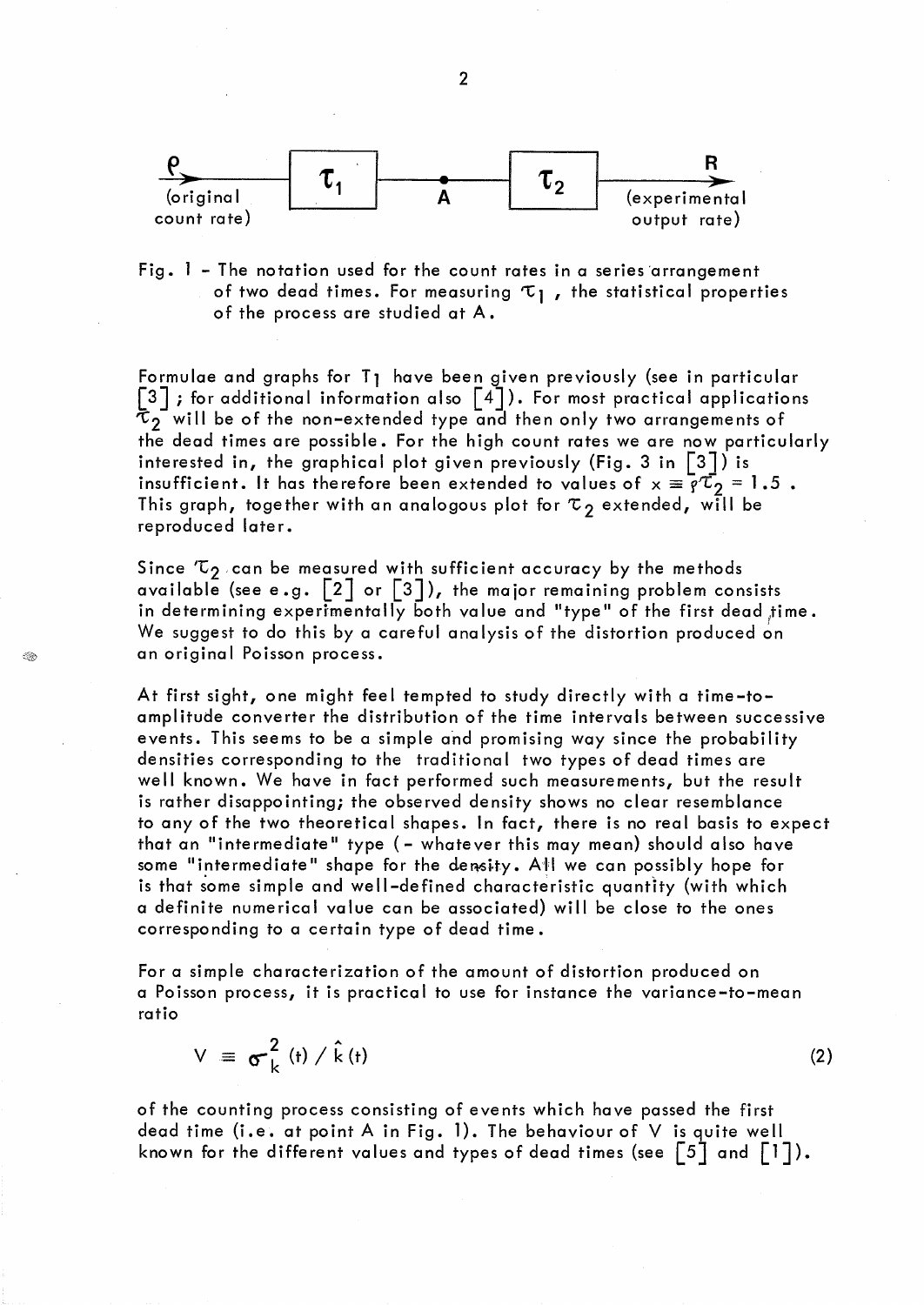ρ (original count rate) → $\tau_1$ → A → $\tau_2$ → R (experimental output rate)

Fig. 1 - The notation used for the count rates in a series arrangement of two dead times. For measuring $\tau_1$, the statistical properties of the process are studied at A.

Formulae and graphs for $T_1$ have been given previously (see in particular [3] ; for additional information also [4]). For most practical applications $\tau_2$ will be of the non-extended type and then only two arrangements of the dead times are possible. For the high count rates we are now particularly interested in, the graphical plot given previously (Fig. 3 in [3]) is insufficient. It has therefore been extended to values of $x \equiv \rho\tau_2 = 1.5$ . This graph, together with an analogous plot for $\tau_2$ extended, will be reproduced later.

Since $\tau_2$ can be measured with sufficient accuracy by the methods available (see e.g. [2] or [3]), the major remaining problem consists in determining experimentally both value and "type" of the first dead time. We suggest to do this by a careful analysis of the distortion produced on an original Poisson process.

At first sight, one might feel tempted to study directly with a time-to-amplitude converter the distribution of the time intervals between successive events. This seems to be a simple and promising way since the probability densities corresponding to the traditional two types of dead times are well known. We have in fact performed such measurements, but the result is rather disappointing; the observed density shows no clear resemblance to any of the two theoretical shapes. In fact, there is no real basis to expect that an "intermediate" type (- whatever this may mean) should also have some "intermediate" shape for the density. All we can possibly hope for is that some simple and well-defined characteristic quantity (with which a definite numerical value can be associated) will be close to the ones corresponding to a certain type of dead time.

For a simple characterization of the amount of distortion produced on a Poisson process, it is practical to use for instance the variance-to-mean ratio

$$V \equiv \sigma_k^2(t) \,/\, \hat{k}(t) \tag{2}$$

of the counting process consisting of events which have passed the first dead time (i.e. at point A in Fig. 1). The behaviour of V is quite well known for the different values and types of dead times (see [5] and [1]).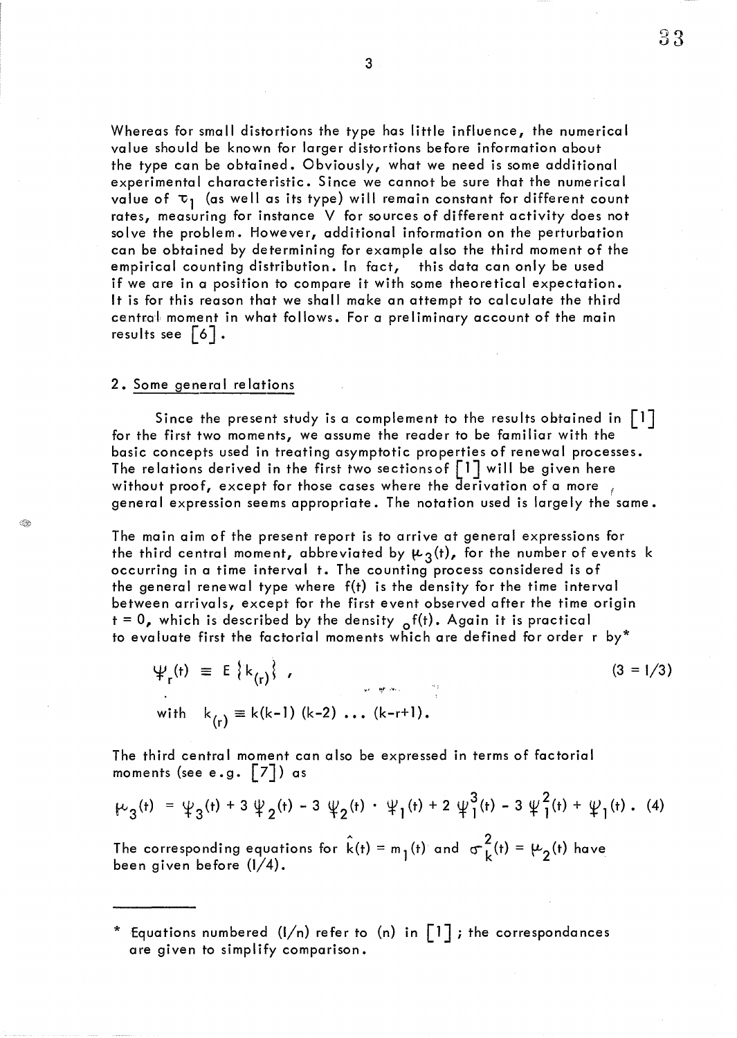Whereas for small distortions the type has little influence, the numerical value should be known for larger distortions before information about the type can be obtained. Obviously, what we need is some additional experimental characteristic. Since we cannot be sure that the numerical value of $\tau_1$ (as well as its type) will remain constant for different count rates, measuring for instance V for sources of different activity does not solve the problem. However, additional information on the perturbation can be obtained by determining for example also the third moment of the empirical counting distribution. In fact, this data can only be used if we are in a position to compare it with some theoretical expectation. It is for this reason that we shall make an attempt to calculate the third central moment in what follows. For a preliminary account of the main results see [6].

## 2. Some general relations

Since the present study is a complement to the results obtained in [1] for the first two moments, we assume the reader to be familiar with the basic concepts used in treating asymptotic properties of renewal processes. The relations derived in the first two sections of [1] will be given here without proof, except for those cases where the derivation of a more general expression seems appropriate. The notation used is largely the same.

The main aim of the present report is to arrive at general expressions for the third central moment, abbreviated by $\mu_3(t)$, for the number of events k occurring in a time interval t. The counting process considered is of the general renewal type where f(t) is the density for the time interval between arrivals, except for the first event observed after the time origin t = 0, which is described by the density ${}_0f(t)$. Again it is practical to evaluate first the factorial moments which are defined for order r by*

$$\Psi_r(t) \equiv E\{k_{(r)}\}, \qquad (3 = 1/3)$$

$$\text{with} \quad k_{(r)} \equiv k(k-1)(k-2) \ldots (k-r+1).$$

The third central moment can also be expressed in terms of factorial moments (see e.g. [7]) as

$$\mu_3(t) = \Psi_3(t) + 3\,\Psi_2(t) - 3\,\Psi_2(t) \cdot \Psi_1(t) + 2\,\Psi_1^3(t) - 3\,\Psi_1^2(t) + \Psi_1(t). \quad (4)$$

The corresponding equations for $\hat{k}(t) = m_1(t)$ and $\sigma_k^2(t) = \mu_2(t)$ have been given before (1/4).

---

\* Equations numbered (1/n) refer to (n) in [1]; the correspondances are given to simplify comparison.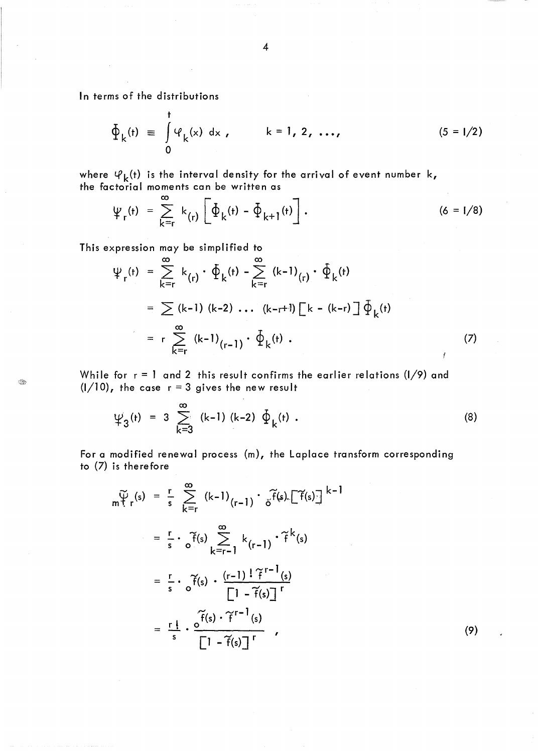In terms of the distributions

$$\Phi_k(t) \equiv \int_0^t \varphi_k(x)\, dx\,, \qquad k = 1, 2, \ldots, \tag{5 = I/2}$$

where $\varphi_k(t)$ is the interval density for the arrival of event number $k$, the factorial moments can be written as

$$\Psi_r(t) = \sum_{k=r}^{\infty} k_{(r)} \left[ \Phi_k(t) - \Phi_{k+1}(t) \right]. \tag{6 = I/8}$$

This expression may be simplified to

$$\begin{aligned}
\Psi_r(t) &= \sum_{k=r}^{\infty} k_{(r)} \cdot \Phi_k(t) - \sum_{k=r}^{\infty} (k-1)_{(r)} \cdot \Phi_k(t) \\
&= \sum (k-1)(k-2) \ldots (k-r+1) \left[ k - (k-r) \right] \Phi_k(t) \\
&= r \sum_{k=r}^{\infty} (k-1)_{(r-1)} \cdot \Phi_k(t)\,.
\end{aligned} \tag{7}$$

While for $r = 1$ and $2$ this result confirms the earlier relations (I/9) and (I/10), the case $r = 3$ gives the new result

$$\Psi_3(t) = 3 \sum_{k=3}^{\infty} (k-1)(k-2)\, \Phi_k(t)\,. \tag{8}$$

For a modified renewal process (m), the Laplace transform corresponding to (7) is therefore

$$\begin{aligned}
{}_m\tilde{\Psi}_r(s) &= \frac{r}{s} \sum_{k=r}^{\infty} (k-1)_{(r-1)} \cdot {}_o\tilde{f}(s) \cdot \left[ \tilde{f}(s) \right]^{k-1} \\
&= \frac{r}{s} \cdot {}_o\tilde{f}(s) \sum_{k=r-1}^{\infty} k_{(r-1)} \cdot \tilde{f}^k(s) \\
&= \frac{r}{s} \cdot {}_o\tilde{f}(s) \cdot \frac{(r-1)!\, \tilde{f}^{r-1}(s)}{\left[ 1 - \tilde{f}(s) \right]^r} \\
&= \frac{r!}{s} \cdot \frac{{}_o\tilde{f}(s) \cdot \tilde{f}^{r-1}(s)}{\left[ 1 - \tilde{f}(s) \right]^r}\,,
\end{aligned} \tag{9}$$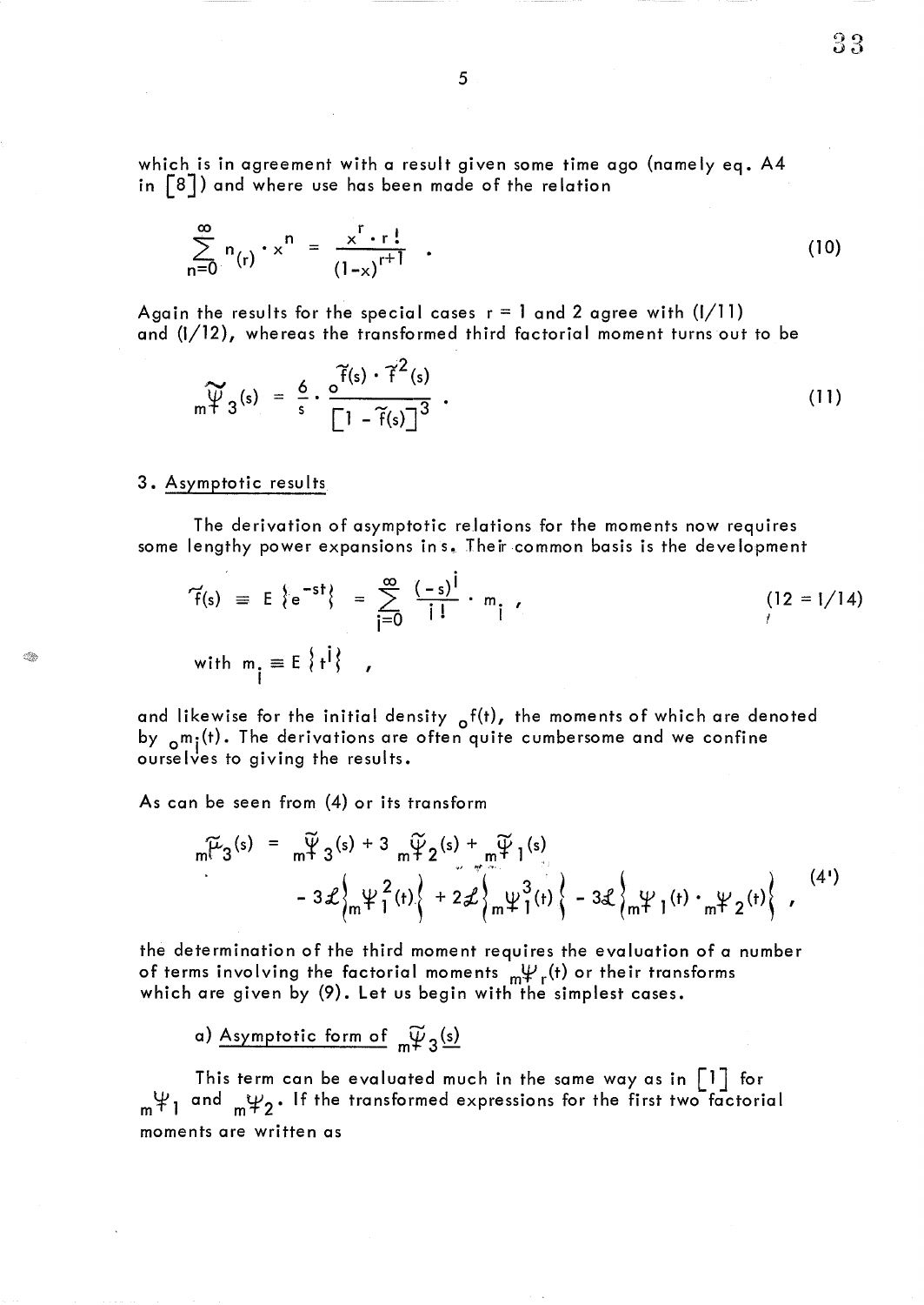which is in agreement with a result given some time ago (namely eq. A4 in [8]) and where use has been made of the relation

$$\sum_{n=0}^{\infty} n_{(r)} \cdot x^n = \frac{x^r \cdot r!}{(1-x)^{r+1}} \quad . \tag{10}$$

Again the results for the special cases $r = 1$ and 2 agree with (I/11) and (I/12), whereas the transformed third factorial moment turns out to be

$$_{m}\widetilde{\Psi}_3(s) = \frac{6}{s} \cdot \frac{{}_o\widetilde{f}(s) \cdot \widetilde{f}^2(s)}{\left[1 - \widetilde{f}(s)\right]^3} \quad . \tag{11}$$

## 3. Asymptotic results

The derivation of asymptotic relations for the moments now requires some lengthy power expansions in s. Their common basis is the development

$$\widetilde{f}(s) \equiv E\left\{e^{-st}\right\} = \sum_{i=0}^{\infty} \frac{(-s)^i}{i!} \cdot m_i \ , \tag{12 = I/14}$$

$$\text{with } m_i \equiv E\left\{t^i\right\} \quad ,$$

and likewise for the initial density ${}_of(t)$, the moments of which are denoted by ${}_om_i(t)$. The derivations are often quite cumbersome and we confine ourselves to giving the results.

As can be seen from (4) or its transform

$$\begin{aligned} {}_m\widetilde{\mu}_3(s) = {} & {}_m\widetilde{\Psi}_3(s) + 3\ {}_m\widetilde{\Psi}_2(s) + {}_m\widetilde{\Psi}_1(s) \\ & - 3\mathcal{L}\left\{{}_m\Psi_1^2(t)\right\} + 2\mathcal{L}\left\{{}_m\Psi_1^3(t)\right\} - 3\mathcal{L}\left\{{}_m\Psi_1(t) \cdot {}_m\Psi_2(t)\right\} \ , \end{aligned} \tag{4'}$$

the determination of the third moment requires the evaluation of a number of terms involving the factorial moments ${}_m\Psi_r(t)$ or their transforms which are given by (9). Let us begin with the simplest cases.

a) Asymptotic form of ${}_m\widetilde{\Psi}_3(s)$

This term can be evaluated much in the same way as in [1] for ${}_m\Psi_1$ and ${}_m\Psi_2$. If the transformed expressions for the first two factorial moments are written as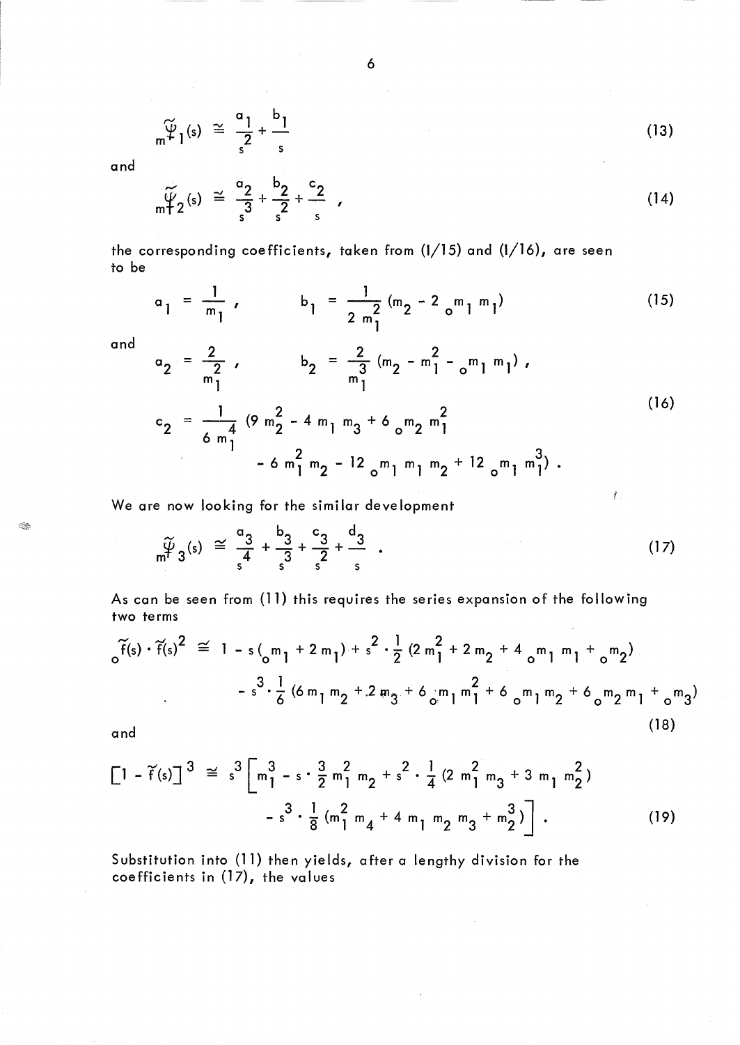$$
{}_{m}\tilde{\Psi}_{1}(s) \cong \frac{a_1}{s^2} + \frac{b_1}{s} \tag{13}
$$

and

$$
{}_{m}\tilde{\Psi}_{2}(s) \cong \frac{a_2}{s^3} + \frac{b_2}{s^2} + \frac{c_2}{s} , \tag{14}
$$

the corresponding coefficients, taken from (I/15) and (I/16), are seen to be

$$
a_1 = \frac{1}{m_1} , \qquad b_1 = \frac{1}{2\, m_1^2} (m_2 - 2\, {}_{o}m_1\, m_1) \tag{15}
$$

and

$$
\begin{aligned}
a_2 &= \frac{2}{m_1^2} , \qquad b_2 = \frac{2}{m_1^3} (m_2 - m_1^2 - {}_{o}m_1\, m_1) , \\
c_2 &= \frac{1}{6\, m_1^4} (9\, m_2^2 - 4\, m_1\, m_3 + 6\, {}_{o}m_2\, m_1^2 \\
&\qquad - 6\, m_1^2\, m_2 - 12\, {}_{o}m_1\, m_1\, m_2 + 12\, {}_{o}m_1\, m_1^3) .
\end{aligned} \tag{16}
$$

We are now looking for the similar development

$$
{}_{m}\tilde{\Psi}_{3}(s) \cong \frac{a_3}{s^4} + \frac{b_3}{s^3} + \frac{c_3}{s^2} + \frac{d_3}{s} . \tag{17}
$$

As can be seen from (11) this requires the series expansion of the following two terms

$$
\begin{aligned}
{}_{o}\tilde{f}(s) \cdot \tilde{f}(s)^2 \cong\ & 1 - s\,({}_{o}m_1 + 2\, m_1) + s^2 \cdot \frac{1}{2} (2\, m_1^2 + 2\, m_2 + 4\, {}_{o}m_1\, m_1 + {}_{o}m_2) \\
& - s^3 \cdot \frac{1}{6} (6\, m_1\, m_2 + 2\, m_3 + 6\, {}_{o}m_1\, m_1^2 + 6\, {}_{o}m_1\, m_2 + 6\, {}_{o}m_2\, m_1 + {}_{o}m_3)
\end{aligned} \tag{18}
$$

and

$$
\begin{aligned}
\left[1 - \tilde{f}(s)\right]^3 \cong s^3 \Big[ & m_1^3 - s \cdot \frac{3}{2}\, m_1^2\, m_2 + s^2 \cdot \frac{1}{4} (2\, m_1^2\, m_3 + 3\, m_1\, m_2^2) \\
& - s^3 \cdot \frac{1}{8} (m_1^2\, m_4 + 4\, m_1\, m_2\, m_3 + m_2^3) \Big] .
\end{aligned} \tag{19}
$$

Substitution into (11) then yields, after a lengthy division for the coefficients in (17), the values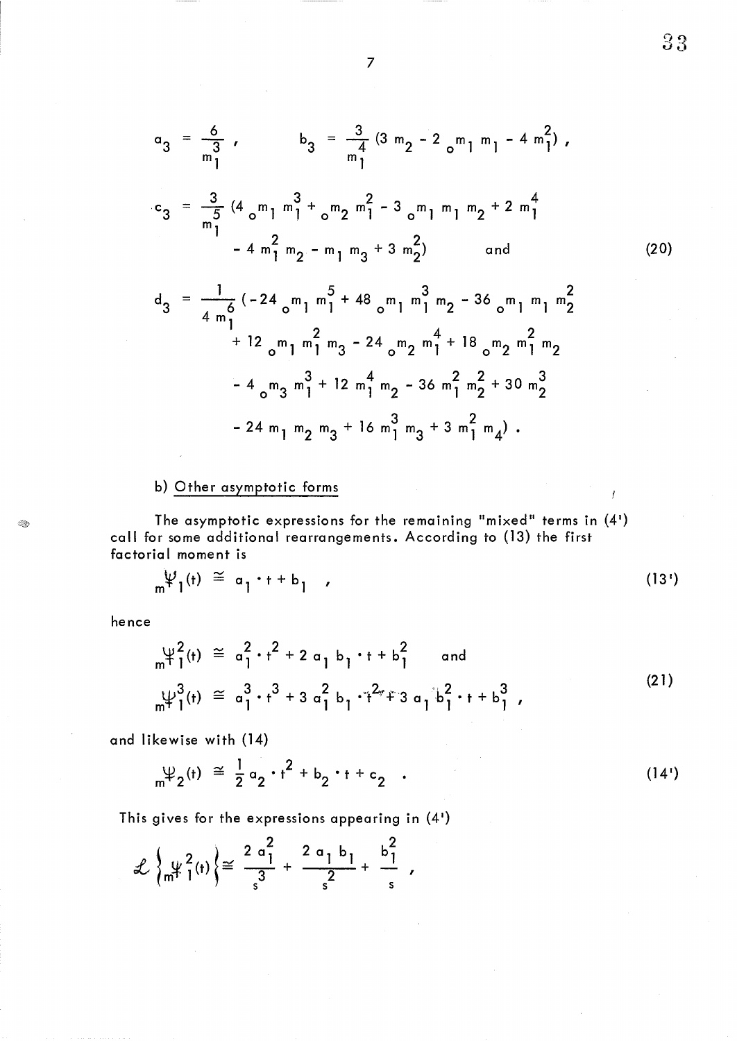$$a_3 = \frac{6}{m_1^3}, \qquad b_3 = \frac{3}{m_1^4}(3\, m_2 - 2\, {}_o m_1\, m_1 - 4\, m_1^2),$$

$$c_3 = \frac{3}{m_1^5}(4\, {}_o m_1\, m_1^3 + {}_o m_2\, m_1^2 - 3\, {}_o m_1\, m_1\, m_2 + 2\, m_1^4 - 4\, m_1^2\, m_2 - m_1\, m_3 + 3\, m_2^2) \qquad \text{and} \tag{20}$$

$$\begin{aligned} d_3 = \frac{1}{4\, m_1^6}(&-24\, {}_o m_1\, m_1^5 + 48\, {}_o m_1\, m_1^3\, m_2 - 36\, {}_o m_1\, m_1\, m_2^2 \\ &+ 12\, {}_o m_1\, m_1^2\, m_3 - 24\, {}_o m_2\, m_1^4 + 18\, {}_o m_2\, m_1^2\, m_2 \\ &- 4\, {}_o m_3\, m_1^3 + 12\, m_1^4\, m_2 - 36\, m_1^2\, m_2^2 + 30\, m_2^3 \\ &- 24\, m_1\, m_2\, m_3 + 16\, m_1^3\, m_3 + 3\, m_1^2\, m_4) . \end{aligned}$$

b) Other asymptotic forms

The asymptotic expressions for the remaining "mixed" terms in (4') call for some additional rearrangements. According to (13) the first factorial moment is

$${}_m\Psi_1(t) \cong a_1 \cdot t + b_1 \quad , \tag{13'}$$

hence

$$\begin{aligned} {}_m\Psi_1^2(t) &\cong a_1^2 \cdot t^2 + 2\, a_1\, b_1 \cdot t + b_1^2 \qquad \text{and} \\ {}_m\Psi_1^3(t) &\cong a_1^3 \cdot t^3 + 3\, a_1^2\, b_1 \cdot t^2 + 3\, a_1\, b_1^2 \cdot t + b_1^3 \, , \end{aligned} \tag{21}$$

and likewise with (14)

$${}_m\Psi_2(t) \cong \frac{1}{2}\, a_2 \cdot t^2 + b_2 \cdot t + c_2 \quad . \tag{14'}$$

This gives for the expressions appearing in (4')

$$\mathcal{L}\left\{{}_m\Psi_1^2(t)\right\} \cong \frac{2\, a_1^2}{s^3} + \frac{2\, a_1\, b_1}{s^2} + \frac{b_1^2}{s} \, ,$$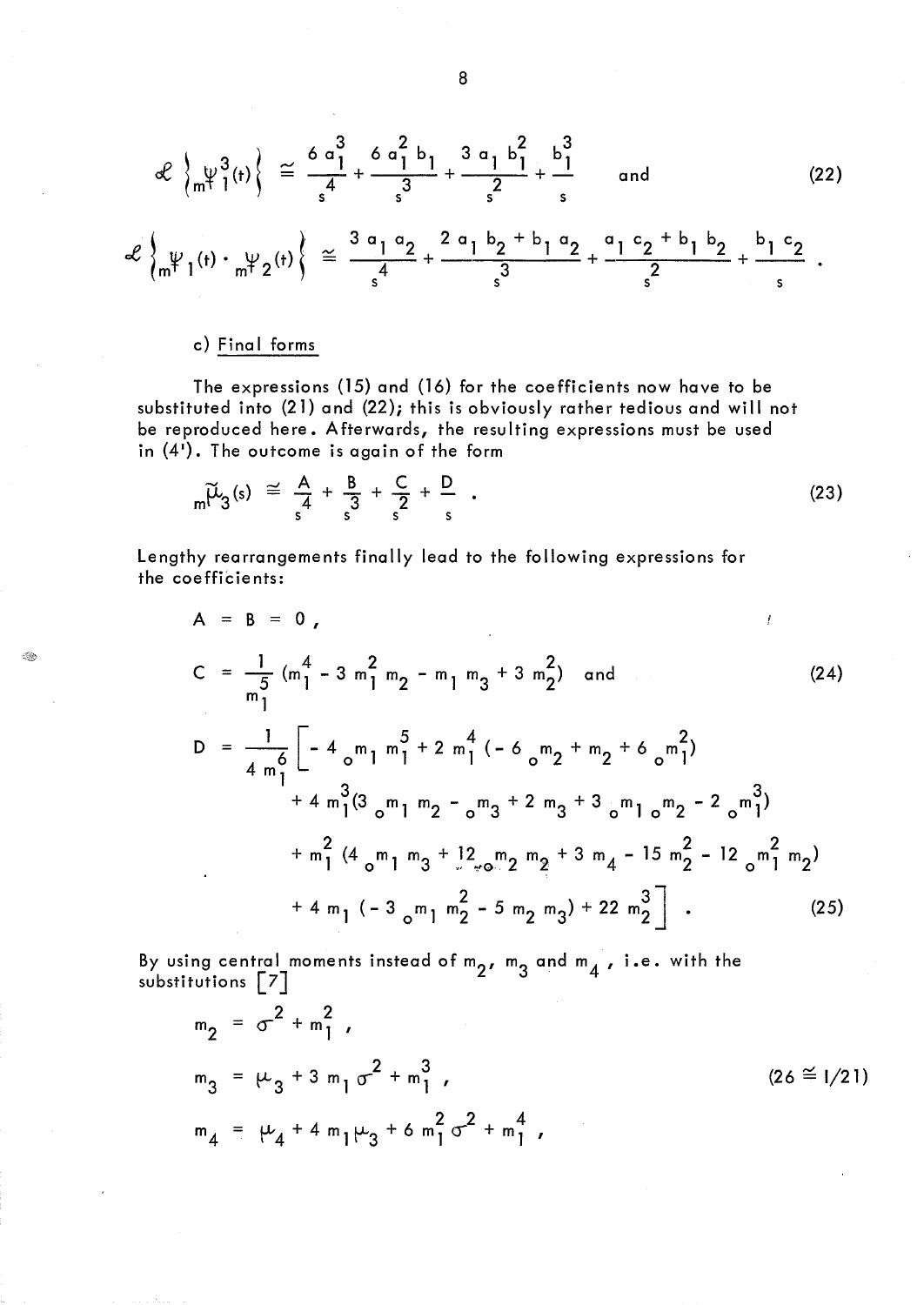$$\mathcal{L}\left\{{}_m\Psi_1^3(t)\right\} \cong \frac{6\,a_1^3}{s^4} + \frac{6\,a_1^2\,b_1}{s^3} + \frac{3\,a_1\,b_1^2}{s^2} + \frac{b_1^3}{s} \quad \text{and} \tag{22}$$

$$\mathcal{L}\left\{{}_m\Psi_1(t)\cdot{}_m\Psi_2(t)\right\} \cong \frac{3\,a_1\,a_2}{s^4} + \frac{2\,a_1\,b_2 + b_1\,a_2}{s^3} + \frac{a_1\,c_2 + b_1\,b_2}{s^2} + \frac{b_1\,c_2}{s}\,.$$

c) Final forms

The expressions (15) and (16) for the coefficients now have to be substituted into (21) and (22); this is obviously rather tedious and will not be reproduced here. Afterwards, the resulting expressions must be used in (4'). The outcome is again of the form

$${}_m\tilde{\mu}_3(s) \cong \frac{A}{s^4} + \frac{B}{s^3} + \frac{C}{s^2} + \frac{D}{s}\,. \tag{23}$$

Lengthy rearrangements finally lead to the following expressions for the coefficients:

$$A = B = 0\,,$$

$$C = \frac{1}{m_1^5}\left(m_1^4 - 3\,m_1^2\,m_2 - m_1\,m_3 + 3\,m_2^2\right) \quad \text{and} \tag{24}$$

$$\begin{aligned} D = \frac{1}{4\,m_1^6}\Big[ & -4\,{}_om_1\,m_1^5 + 2\,m_1^4\left(-6\,{}_om_2 + m_2 + 6\,{}_om_1^2\right) \\ & + 4\,m_1^3\left(3\,{}_om_1\,m_2 - {}_om_3 + 2\,m_3 + 3\,{}_om_1\,{}_om_2 - 2\,{}_om_1^3\right) \\ & + m_1^2\left(4\,{}_om_1\,m_3 + 12\,{}_om_2\,m_2 + 3\,m_4 - 15\,m_2^2 - 12\,{}_om_1^2\,m_2\right) \\ & + 4\,m_1\left(-3\,{}_om_1\,m_2^2 - 5\,m_2\,m_3\right) + 22\,m_2^3\Big]\,. \end{aligned} \tag{25}$$

By using central moments instead of $m_2$, $m_3$ and $m_4$, i.e. with the substitutions [7]

$$\begin{aligned} m_2 &= \sigma^2 + m_1^2\,, \\ m_3 &= \mu_3 + 3\,m_1\,\sigma^2 + m_1^3\,, \\ m_4 &= \mu_4 + 4\,m_1\mu_3 + 6\,m_1^2\,\sigma^2 + m_1^4\,, \end{aligned} \tag{26 $\cong$ I/21}$$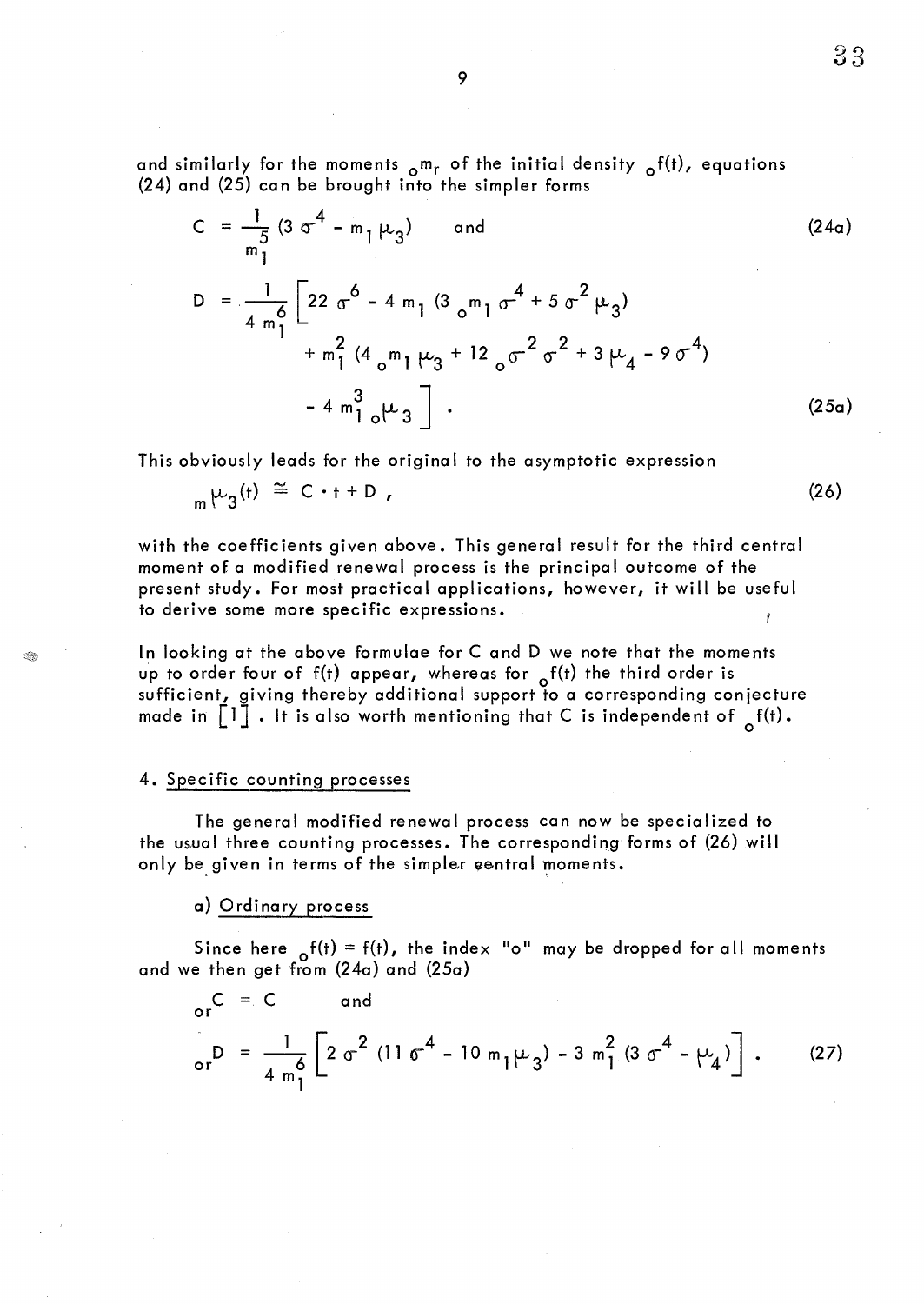and similarly for the moments ${}_o m_r$ of the initial density ${}_o f(t)$, equations (24) and (25) can be brought into the simpler forms

$$C = \frac{1}{m_1^5} \left( 3\,\sigma^4 - m_1\,\mu_3 \right) \qquad \text{and} \tag{24a}$$

$$D = \frac{1}{4\,m_1^6} \Big[ 22\,\sigma^6 - 4\,m_1 \left( 3\,{}_o m_1\,\sigma^4 + 5\,\sigma^2\,\mu_3 \right) + m_1^2 \left( 4\,{}_o m_1\,\mu_3 + 12\,{}_o\sigma^2\,\sigma^2 + 3\,\mu_4 - 9\,\sigma^4 \right) - 4\,m_1^3\,{}_o\mu_3 \Big] \, . \tag{25a}$$

This obviously leads for the original to the asymptotic expression

$${}_m\mu_3(t) \cong C \cdot t + D \, , \tag{26}$$

with the coefficients given above. This general result for the third central moment of a modified renewal process is the principal outcome of the present study. For most practical applications, however, it will be useful to derive some more specific expressions.

In looking at the above formulae for C and D we note that the moments up to order four of f(t) appear, whereas for ${}_o f(t)$ the third order is sufficient, giving thereby additional support to a corresponding conjecture made in [1]. It is also worth mentioning that C is independent of ${}_o f(t)$.

## 4. Specific counting processes

The general modified renewal process can now be specialized to the usual three counting processes. The corresponding forms of (26) will only be given in terms of the simpler central moments.

### a) Ordinary process

Since here ${}_o f(t) = f(t)$, the index "o" may be dropped for all moments and we then get from (24a) and (25a)

$${}_{or}C = C \qquad \text{and}$$

$${}_{or}D = \frac{1}{4\,m_1^6} \Big[ 2\,\sigma^2 \left( 11\,\sigma^4 - 10\,m_1\mu_3 \right) - 3\,m_1^2 \left( 3\,\sigma^4 - \mu_4 \right) \Big] \, . \tag{27}$$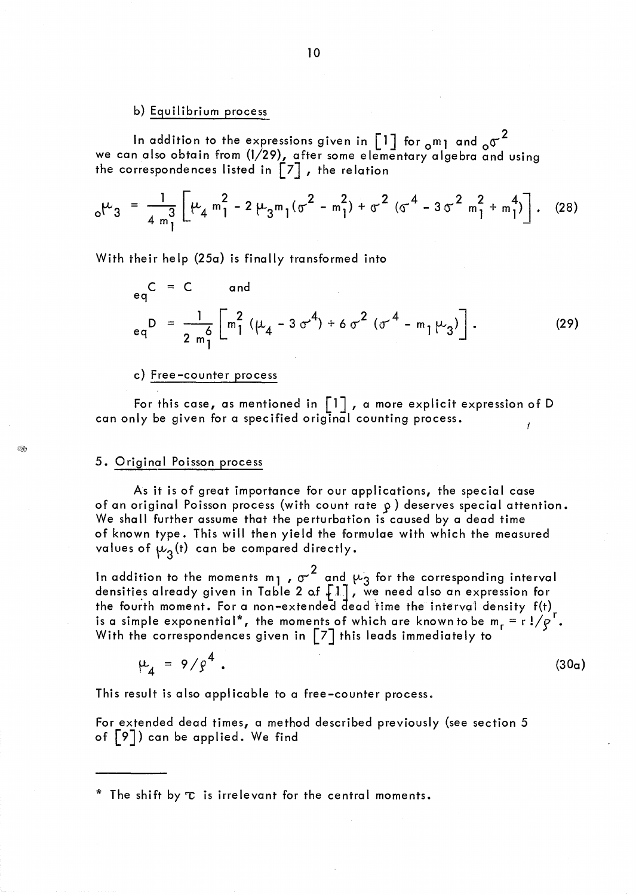b) Equilibrium process

In addition to the expressions given in [1] for ${}_0m_1$ and ${}_0\sigma^2$ we can also obtain from (I/29), after some elementary algebra and using the correspondences listed in [7], the relation

$$ {}_0\mu_3 = \frac{1}{4\,m_1^3}\left[\mu_4\, m_1^2 - 2\,\mu_3 m_1(\sigma^2 - m_1^2) + \sigma^2\,(\sigma^4 - 3\,\sigma^2\, m_1^2 + m_1^4)\right]. \quad (28) $$

With their help (25a) is finally transformed into

$$ {}_{eq}C = C \qquad \text{and} $$

$$ {}_{eq}D = \frac{1}{2\,m_1^6}\left[m_1^2\,(\mu_4 - 3\,\sigma^4) + 6\,\sigma^2\,(\sigma^4 - m_1\mu_3)\right]. \quad (29) $$

c) Free-counter process

For this case, as mentioned in [1], a more explicit expression of D can only be given for a specified original counting process.

## 5. Original Poisson process

As it is of great importance for our applications, the special case of an original Poisson process (with count rate $\rho$) deserves special attention. We shall further assume that the perturbation is caused by a dead time of known type. This will then yield the formulae with which the measured values of $\mu_3(t)$ can be compared directly.

In addition to the moments $m_1$, $\sigma^2$ and $\mu_3$ for the corresponding interval densities already given in Table 2 of [1], we need also an expression for the fourth moment. For a non-extended dead time the interval density f(t) is a simple exponential*, the moments of which are known to be $m_r = r\,!/\rho^r$. With the correspondences given in [7] this leads immediately to

$$ \mu_4 = 9/\rho^4 . \quad (30a) $$

This result is also applicable to a free-counter process.

For extended dead times, a method described previously (see section 5 of [9]) can be applied. We find

---

* The shift by $\tau$ is irrelevant for the central moments.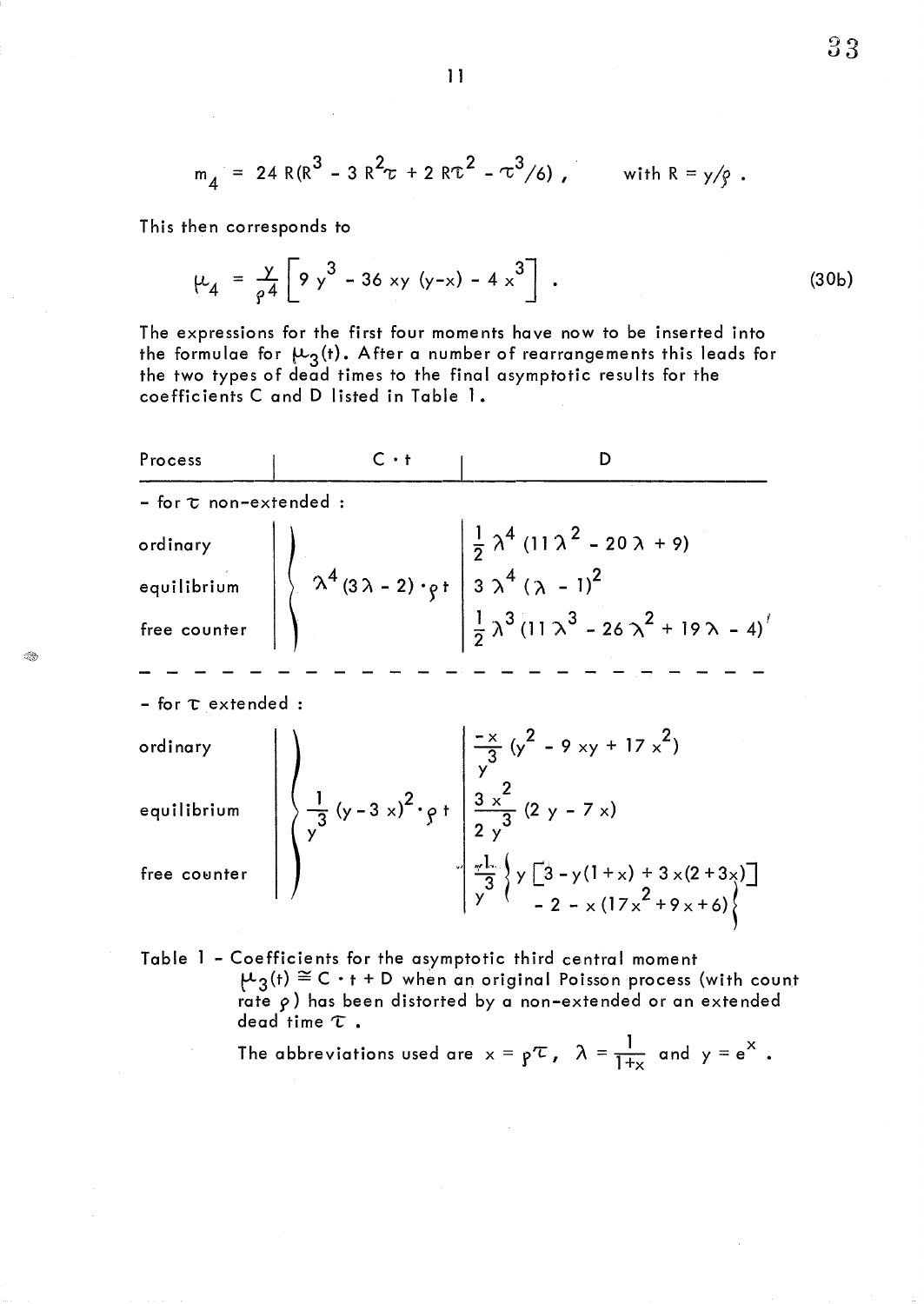$$m_4 = 24\,R(R^3 - 3\,R^2\tau + 2\,R\tau^2 - \tau^3/6)\,, \qquad \text{with } R = y/\rho\ .$$

This then corresponds to

$$\mu_4 = \frac{y}{\rho^4}\left[9\,y^3 - 36\,xy\,(y-x) - 4\,x^3\right]\ . \tag{30b}$$

The expressions for the first four moments have now to be inserted into the formulae for $\mu_3(t)$. After a number of rearrangements this leads for the two types of dead times to the final asymptotic results for the coefficients C and D listed in Table 1.

| Process | $C \cdot t$ | D |
|---|---|---|
| - for $\tau$ non-extended : | | |
| ordinary | $\lambda^4(3\lambda - 2)\cdot\rho t$ | $\frac{1}{2}\lambda^4(11\lambda^2 - 20\lambda + 9)$ |
| equilibrium | $\lambda^4(3\lambda - 2)\cdot\rho t$ | $3\lambda^4(\lambda - 1)^2$ |
| free counter | $\lambda^4(3\lambda - 2)\cdot\rho t$ | $\frac{1}{2}\lambda^3(11\lambda^3 - 26\lambda^2 + 19\lambda - 4)$ |
| - for $\tau$ extended : | | |
| ordinary | $\frac{1}{y^3}(y - 3x)^2\cdot\rho t$ | $\frac{-x}{y^3}(y^2 - 9xy + 17x^2)$ |
| equilibrium | $\frac{1}{y^3}(y - 3x)^2\cdot\rho t$ | $\frac{3x^2}{2y^3}(2y - 7x)$ |
| free counter | $\frac{1}{y^3}(y - 3x)^2\cdot\rho t$ | $\frac{1}{y^3}\left\{y\left[3 - y(1+x) + 3x(2+3x)\right] - 2 - x(17x^2 + 9x + 6)\right\}$ |

Table 1 - Coefficients for the asymptotic third central moment $\mu_3(t) \cong C \cdot t + D$ when an original Poisson process (with count rate $\rho$) has been distorted by a non-extended or an extended dead time $\tau$.

The abbreviations used are $x = \rho\tau$, $\lambda = \frac{1}{1+x}$ and $y = e^x$ .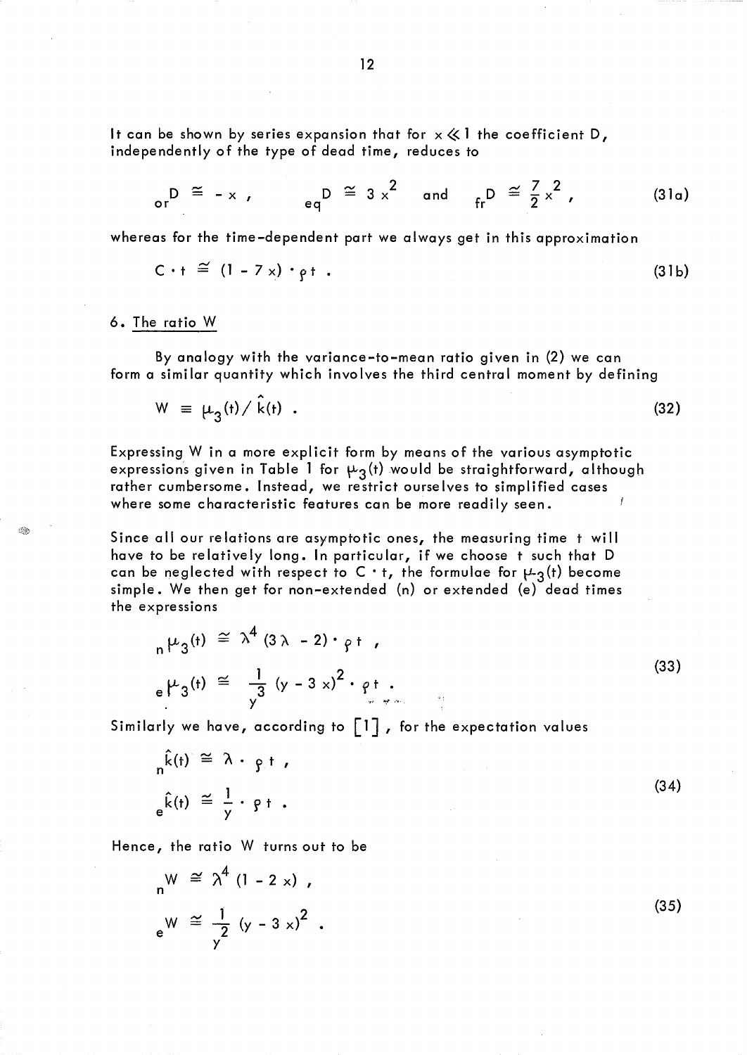It can be shown by series expansion that for $x \ll 1$ the coefficient D, independently of the type of dead time, reduces to

$$ {}_{or}D \cong -x \,, \qquad {}_{eq}D \cong 3x^2 \quad \text{and} \quad {}_{fr}D \cong \frac{7}{2}x^2 \,, \tag{31a}$$

whereas for the time-dependent part we always get in this approximation

$$ C \cdot t \cong (1 - 7x) \cdot \rho t \,. \tag{31b}$$

## 6. The ratio W

By analogy with the variance-to-mean ratio given in (2) we can form a similar quantity which involves the third central moment by defining

$$ W \equiv \mu_3(t) / \hat{k}(t) \,. \tag{32}$$

Expressing W in a more explicit form by means of the various asymptotic expressions given in Table 1 for $\mu_3(t)$ would be straightforward, although rather cumbersome. Instead, we restrict ourselves to simplified cases where some characteristic features can be more readily seen.

Since all our relations are asymptotic ones, the measuring time t will have to be relatively long. In particular, if we choose t such that D can be neglected with respect to $C \cdot t$, the formulae for $\mu_3(t)$ become simple. We then get for non-extended (n) or extended (e) dead times the expressions

$$ \begin{aligned} {}_{n}\mu_3(t) &\cong \lambda^4 (3\lambda - 2) \cdot \rho t \,, \\ {}_{e}\mu_3(t) &\cong \frac{1}{y^3} (y - 3x)^2 \cdot \rho t \,. \end{aligned} \tag{33}$$

Similarly we have, according to [1], for the expectation values

$$ \begin{aligned} {}_{n}\hat{k}(t) &\cong \lambda \cdot \rho t \,, \\ {}_{e}\hat{k}(t) &\cong \frac{1}{y} \cdot \rho t \,. \end{aligned} \tag{34}$$

Hence, the ratio W turns out to be

$$ \begin{aligned} {}_{n}W &\cong \lambda^4 (1 - 2x) \,, \\ {}_{e}W &\cong \frac{1}{y^2} (y - 3x)^2 \,. \end{aligned} \tag{35}$$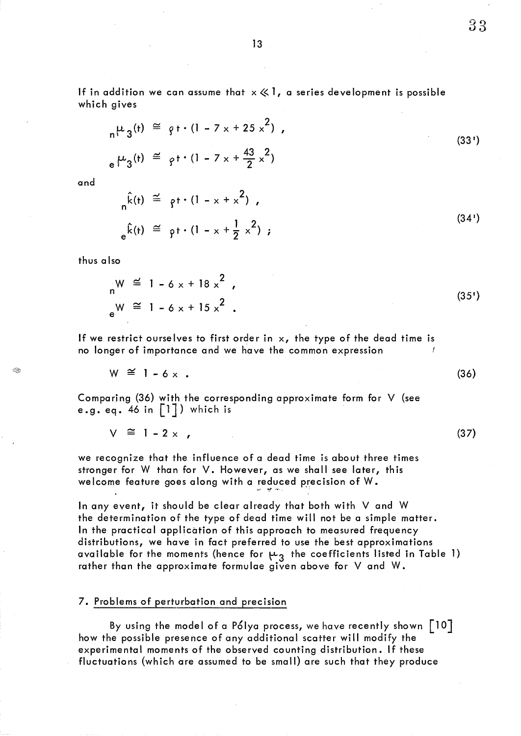If in addition we can assume that $x \ll 1$, a series development is possible which gives

$$
\begin{aligned}
{}_{n}\mu_3(t) &\cong \varrho t \cdot (1 - 7x + 25x^2) , \\
{}_{e}\mu_3(t) &\cong \varrho t \cdot (1 - 7x + \tfrac{43}{2} x^2)
\end{aligned}
\tag{33'}
$$

and

$$
\begin{aligned}
{}_{n}\hat{k}(t) &\cong \varrho t \cdot (1 - x + x^2) , \\
{}_{e}\hat{k}(t) &\cong \varrho t \cdot (1 - x + \tfrac{1}{2} x^2) ;
\end{aligned}
\tag{34'}
$$

thus also

$$
\begin{aligned}
{}_{n}W &\cong 1 - 6x + 18x^2 , \\
{}_{e}W &\cong 1 - 6x + 15x^2 .
\end{aligned}
\tag{35'}
$$

If we restrict ourselves to first order in $x$, the type of the dead time is no longer of importance and we have the common expression

$$
W \cong 1 - 6x . \tag{36}
$$

Comparing (36) with the corresponding approximate form for V (see e.g. eq. 46 in [1]) which is

$$
V \cong 1 - 2x , \tag{37}
$$

we recognize that the influence of a dead time is about three times stronger for W than for V. However, as we shall see later, this welcome feature goes along with a reduced precision of W.

In any event, it should be clear already that both with V and W the determination of the type of dead time will not be a simple matter. In the practical application of this approach to measured frequency distributions, we have in fact preferred to use the best approximations available for the moments (hence for $\mu_3$ the coefficients listed in Table 1) rather than the approximate formulae given above for V and W.

## 7. Problems of perturbation and precision

By using the model of a Pólya process, we have recently shown [10] how the possible presence of any additional scatter will modify the experimental moments of the observed counting distribution. If these fluctuations (which are assumed to be small) are such that they produce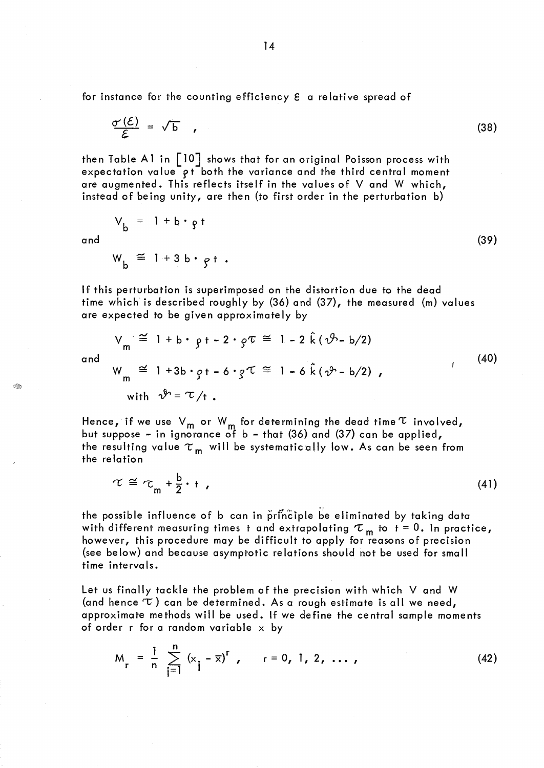for instance for the counting efficiency $\varepsilon$ a relative spread of

$$\frac{\sigma(\varepsilon)}{\varepsilon} = \sqrt{b} \ , \tag{38}$$

then Table A1 in [10] shows that for an original Poisson process with expectation value $\rho t$ both the variance and the third central moment are augmented. This reflects itself in the values of V and W which, instead of being unity, are then (to first order in the perturbation b)

$$V_b = 1 + b \cdot \rho t$$

and

$$W_b \cong 1 + 3\, b \cdot \rho t \ . \tag{39}$$

If this perturbation is superimposed on the distortion due to the dead time which is described roughly by (36) and (37), the measured (m) values are expected to be given approximately by

$$V_m \cong 1 + b \cdot \rho t - 2 \cdot \rho\tau \cong 1 - 2\,\hat{k}\,(\vartheta - b/2)$$

and

$$W_m \cong 1 + 3b \cdot \rho t - 6 \cdot \rho\tau \cong 1 - 6\,\hat{k}\,(\vartheta - b/2) \ , \tag{40}$$

$$\text{with } \vartheta = \tau / t \ .$$

Hence, if we use $V_m$ or $W_m$ for determining the dead time $\tau$ involved, but suppose – in ignorance of b – that (36) and (37) can be applied, the resulting value $\tau_m$ will be systematically low. As can be seen from the relation

$$\tau \cong \tau_m + \frac{b}{2} \cdot t \ , \tag{41}$$

the possible influence of b can in principle be eliminated by taking data with different measuring times t and extrapolating $\tau_m$ to $t = 0$. In practice, however, this procedure may be difficult to apply for reasons of precision (see below) and because asymptotic relations should not be used for small time intervals.

Let us finally tackle the problem of the precision with which V and W (and hence $\tau$) can be determined. As a rough estimate is all we need, approximate methods will be used. If we define the central sample moments of order r for a random variable x by

$$M_r = \frac{1}{n} \sum_{i=1}^{n} (x_i - \bar{x})^r \ , \qquad r = 0, 1, 2, \ldots \ , \tag{42}$$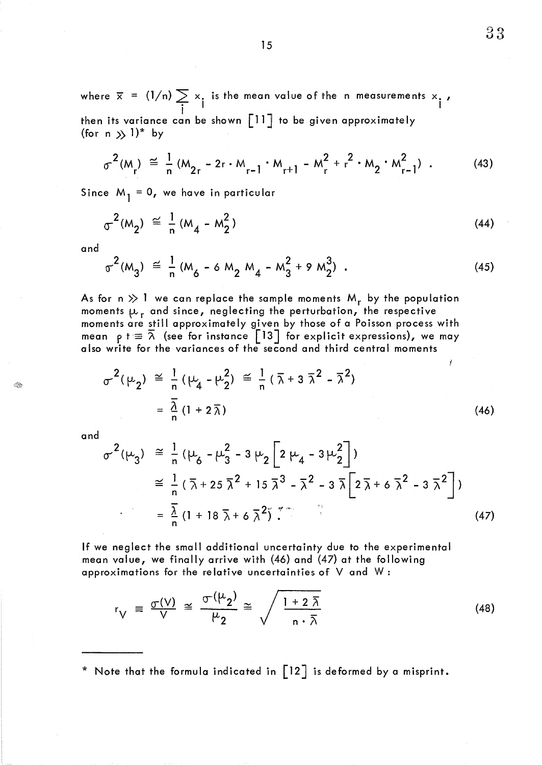where $\bar{x} = (1/n) \sum_i x_i$ is the mean value of the n measurements $x_i$, then its variance can be shown [11] to be given approximately (for $n \gg 1$)* by

$$\sigma^2(M_r) \cong \frac{1}{n}(M_{2r} - 2r \cdot M_{r-1} \cdot M_{r+1} - M_r^2 + r^2 \cdot M_2 \cdot M_{r-1}^2) \; . \tag{43}$$

Since $M_1 = 0$, we have in particular

$$\sigma^2(M_2) \cong \frac{1}{n}(M_4 - M_2^2) \tag{44}$$

and

$$\sigma^2(M_3) \cong \frac{1}{n}(M_6 - 6\, M_2\, M_4 - M_3^2 + 9\, M_2^3) \; . \tag{45}$$

As for $n \gg 1$ we can replace the sample moments $M_r$ by the population moments $\mu_r$ and since, neglecting the perturbation, the respective moments are still approximately given by those of a Poisson process with mean $\rho\, t \equiv \bar{\lambda}$ (see for instance [13] for explicit expressions), we may also write for the variances of the second and third central moments

$$\sigma^2(\mu_2) \cong \frac{1}{n}(\mu_4 - \mu_2^2) \cong \frac{1}{n}(\bar{\lambda} + 3\,\bar{\lambda}^2 - \bar{\lambda}^2) = \frac{\bar{\lambda}}{n}(1 + 2\bar{\lambda}) \tag{46}$$

and

$$\begin{aligned}\sigma^2(\mu_3) &\cong \frac{1}{n}\left(\mu_6 - \mu_3^2 - 3\,\mu_2\left[2\,\mu_4 - 3\,\mu_2^2\right]\right) \\ &\cong \frac{1}{n}\left(\bar{\lambda} + 25\,\bar{\lambda}^2 + 15\,\bar{\lambda}^3 - \bar{\lambda}^2 - 3\,\bar{\lambda}\left[2\,\bar{\lambda} + 6\,\bar{\lambda}^2 - 3\,\bar{\lambda}^2\right]\right) \\ &= \frac{\bar{\lambda}}{n}(1 + 18\,\bar{\lambda} + 6\,\bar{\lambda}^2) \; .\end{aligned} \tag{47}$$

If we neglect the small additional uncertainty due to the experimental mean value, we finally arrive with (46) and (47) at the following approximations for the relative uncertainties of V and W :

$$r_V \equiv \frac{\sigma(V)}{V} \cong \frac{\sigma(\mu_2)}{\mu_2} \cong \sqrt{\frac{1 + 2\,\bar{\lambda}}{n \cdot \bar{\lambda}}} \tag{48}$$

---

\* Note that the formula indicated in [12] is deformed by a misprint.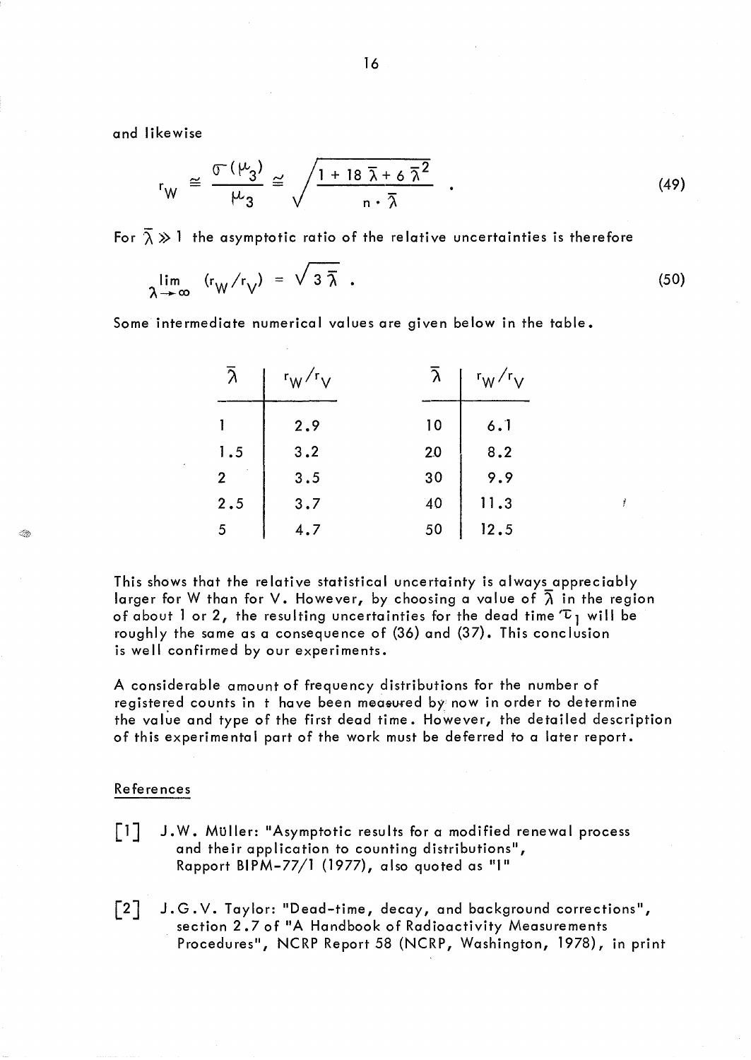and likewise

$$r_W \cong \frac{\sigma(\mu_3)}{\mu_3} \cong \sqrt{\frac{1 + 18\,\bar{\lambda} + 6\,\bar{\lambda}^2}{n \cdot \bar{\lambda}}} \quad . \tag{49}$$

For $\bar{\lambda} \gg 1$ the asymptotic ratio of the relative uncertainties is therefore

$$\lim_{\lambda \to \infty} \, (r_W / r_V) = \sqrt{3\,\bar{\lambda}} \quad . \tag{50}$$

Some intermediate numerical values are given below in the table.

| $\bar{\lambda}$ | $r_W/r_V$ | $\bar{\lambda}$ | $r_W/r_V$ |
|---|---|---|---|
| 1 | 2.9 | 10 | 6.1 |
| 1.5 | 3.2 | 20 | 8.2 |
| 2 | 3.5 | 30 | 9.9 |
| 2.5 | 3.7 | 40 | 11.3 |
| 5 | 4.7 | 50 | 12.5 |

This shows that the relative statistical uncertainty is always appreciably larger for W than for V. However, by choosing a value of $\bar{\lambda}$ in the region of about 1 or 2, the resulting uncertainties for the dead time $\tau_1$ will be roughly the same as a consequence of (36) and (37). This conclusion is well confirmed by our experiments.

A considerable amount of frequency distributions for the number of registered counts in t have been measured by now in order to determine the value and type of the first dead time. However, the detailed description of this experimental part of the work must be deferred to a later report.

## References

[1] J.W. Müller: "Asymptotic results for a modified renewal process and their application to counting distributions", Rapport BIPM-77/1 (1977), also quoted as "I"

[2] J.G.V. Taylor: "Dead-time, decay, and background corrections", section 2.7 of "A Handbook of Radioactivity Measurements Procedures", NCRP Report 58 (NCRP, Washington, 1978), in print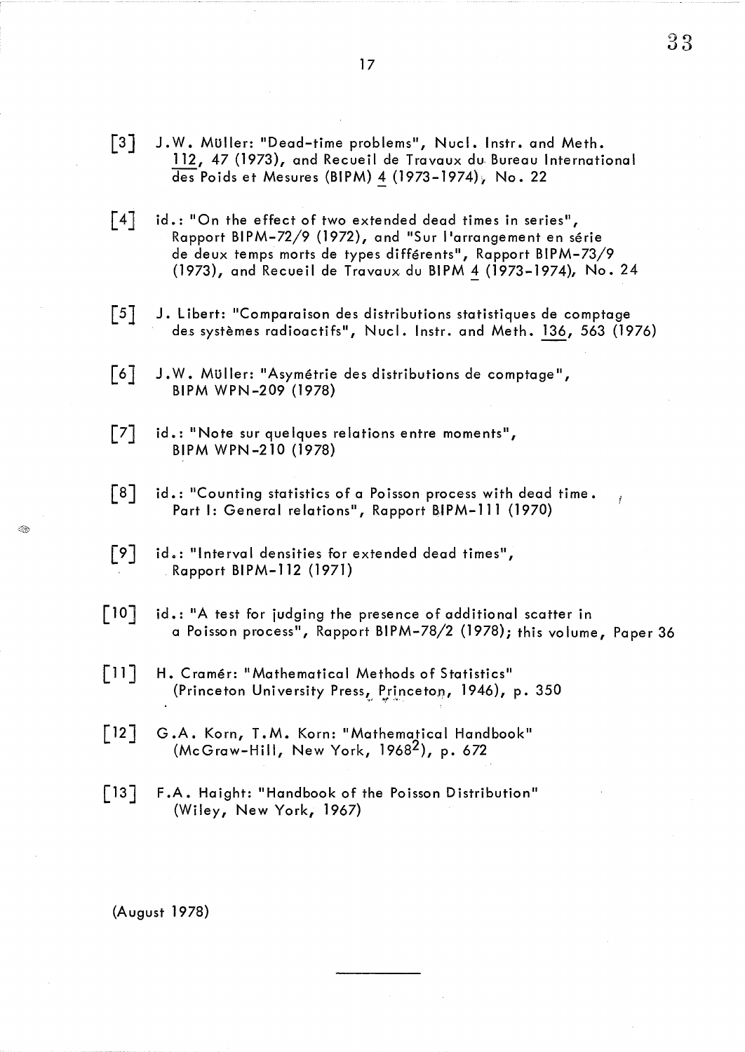[3] J.W. Müller: "Dead-time problems", Nucl. Instr. and Meth. 112, 47 (1973), and Recueil de Travaux du Bureau International des Poids et Mesures (BIPM) 4 (1973-1974), No. 22

[4] id.: "On the effect of two extended dead times in series", Rapport BIPM-72/9 (1972), and "Sur l'arrangement en série de deux temps morts de types différents", Rapport BIPM-73/9 (1973), and Recueil de Travaux du BIPM 4 (1973-1974), No. 24

[5] J. Libert: "Comparaison des distributions statistiques de comptage des systèmes radioactifs", Nucl. Instr. and Meth. 136, 563 (1976)

[6] J.W. Müller: "Asymétrie des distributions de comptage", BIPM WPN-209 (1978)

[7] id.: "Note sur quelques relations entre moments", BIPM WPN-210 (1978)

[8] id.: "Counting statistics of a Poisson process with dead time. Part I: General relations", Rapport BIPM-111 (1970)

[9] id.: "Interval densities for extended dead times", Rapport BIPM-112 (1971)

[10] id.: "A test for judging the presence of additional scatter in a Poisson process", Rapport BIPM-78/2 (1978); this volume, Paper 36

[11] H. Cramér: "Mathematical Methods of Statistics" (Princeton University Press, Princeton, 1946), p. 350

[12] G.A. Korn, T.M. Korn: "Mathematical Handbook" (McGraw-Hill, New York, $1968^2$), p. 672

[13] F.A. Haight: "Handbook of the Poisson Distribution" (Wiley, New York, 1967)

(August 1978)